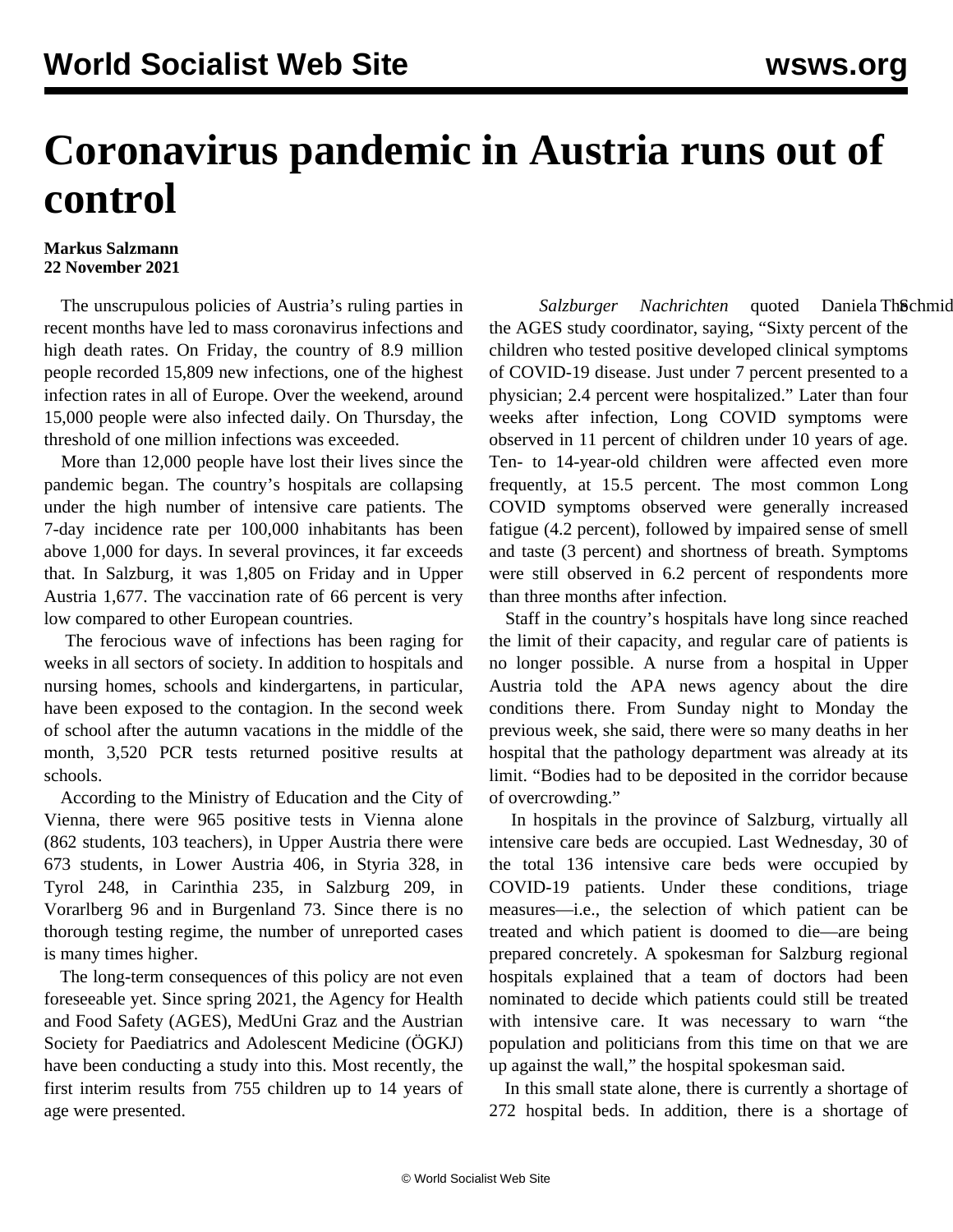# Coronavirus pandemic in Austria runs out of control

**Markus Salzmann**
**22 November 2021**

The unscrupulous policies of Austria's ruling parties in recent months have led to mass coronavirus infections and high death rates. On Friday, the country of 8.9 million people recorded 15,809 new infections, one of the highest infection rates in all of Europe. Over the weekend, around 15,000 people were also infected daily. On Thursday, the threshold of one million infections was exceeded.

More than 12,000 people have lost their lives since the pandemic began. The country's hospitals are collapsing under the high number of intensive care patients. The 7-day incidence rate per 100,000 inhabitants has been above 1,000 for days. In several provinces, it far exceeds that. In Salzburg, it was 1,805 on Friday and in Upper Austria 1,677. The vaccination rate of 66 percent is very low compared to other European countries.

The ferocious wave of infections has been raging for weeks in all sectors of society. In addition to hospitals and nursing homes, schools and kindergartens, in particular, have been exposed to the contagion. In the second week of school after the autumn vacations in the middle of the month, 3,520 PCR tests returned positive results at schools.

According to the Ministry of Education and the City of Vienna, there were 965 positive tests in Vienna alone (862 students, 103 teachers), in Upper Austria there were 673 students, in Lower Austria 406, in Styria 328, in Tyrol 248, in Carinthia 235, in Salzburg 209, in Vorarlberg 96 and in Burgenland 73. Since there is no thorough testing regime, the number of unreported cases is many times higher.

The long-term consequences of this policy are not even foreseeable yet. Since spring 2021, the Agency for Health and Food Safety (AGES), MedUni Graz and the Austrian Society for Paediatrics and Adolescent Medicine (ÖGKJ) have been conducting a study into this. Most recently, the first interim results from 755 children up to 14 years of age were presented.

*Salzburger Nachrichten* quoted Daniela Schmid, the AGES study coordinator, saying, "Sixty percent of the children who tested positive developed clinical symptoms of COVID-19 disease. Just under 7 percent presented to a physician; 2.4 percent were hospitalized." Later than four weeks after infection, Long COVID symptoms were observed in 11 percent of children under 10 years of age. Ten- to 14-year-old children were affected even more frequently, at 15.5 percent. The most common Long COVID symptoms observed were generally increased fatigue (4.2 percent), followed by impaired sense of smell and taste (3 percent) and shortness of breath. Symptoms were still observed in 6.2 percent of respondents more than three months after infection.

Staff in the country's hospitals have long since reached the limit of their capacity, and regular care of patients is no longer possible. A nurse from a hospital in Upper Austria told the APA news agency about the dire conditions there. From Sunday night to Monday the previous week, she said, there were so many deaths in her hospital that the pathology department was already at its limit. "Bodies had to be deposited in the corridor because of overcrowding."

In hospitals in the province of Salzburg, virtually all intensive care beds are occupied. Last Wednesday, 30 of the total 136 intensive care beds were occupied by COVID-19 patients. Under these conditions, triage measures—i.e., the selection of which patient can be treated and which patient is doomed to die—are being prepared concretely. A spokesman for Salzburg regional hospitals explained that a team of doctors had been nominated to decide which patients could still be treated with intensive care. It was necessary to warn "the population and politicians from this time on that we are up against the wall," the hospital spokesman said.

In this small state alone, there is currently a shortage of 272 hospital beds. In addition, there is a shortage of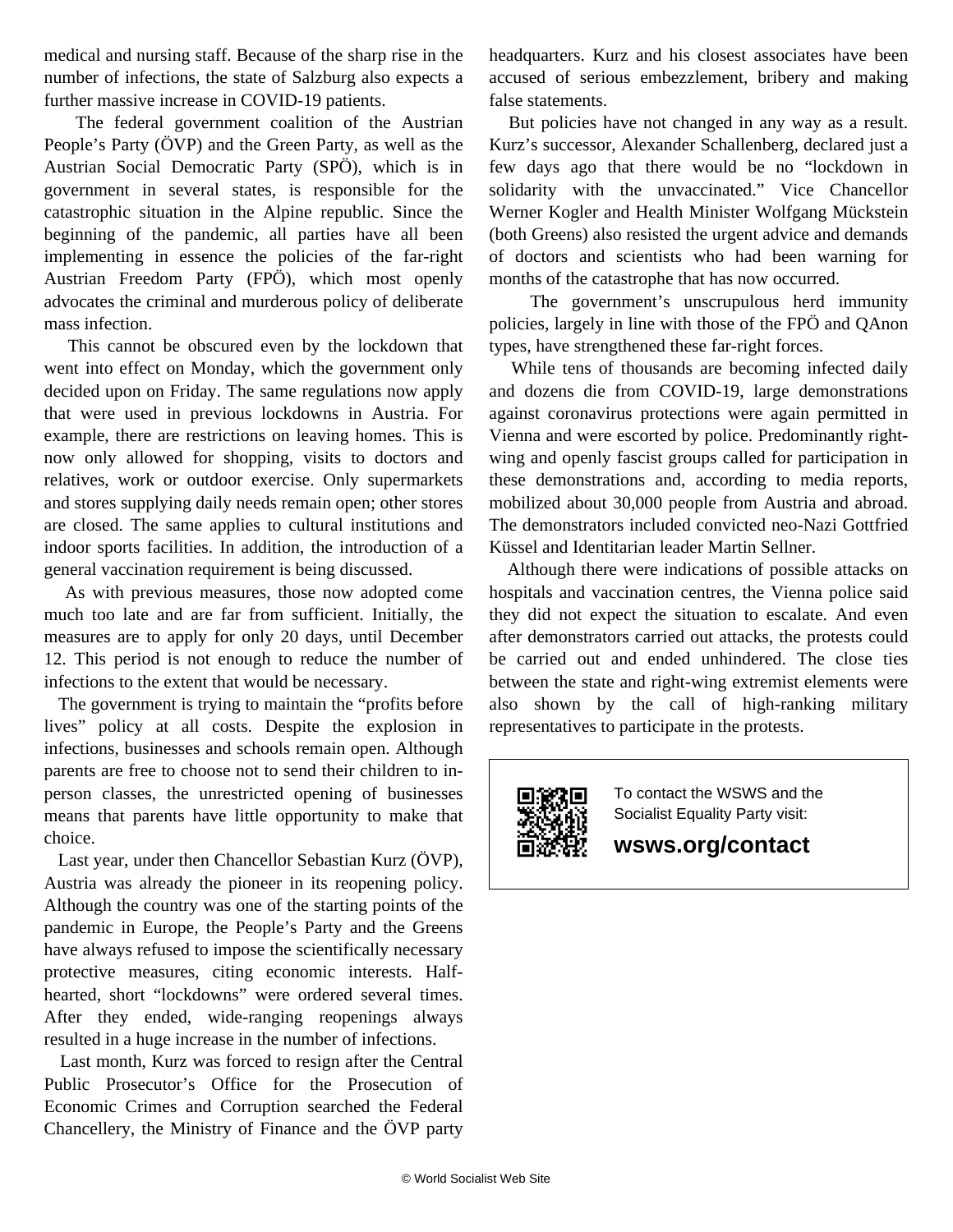medical and nursing staff. Because of the sharp rise in the number of infections, the state of Salzburg also expects a further massive increase in COVID-19 patients.

The federal government coalition of the Austrian People's Party (ÖVP) and the Green Party, as well as the Austrian Social Democratic Party (SPÖ), which is in government in several states, is responsible for the catastrophic situation in the Alpine republic. Since the beginning of the pandemic, all parties have all been implementing in essence the policies of the far-right Austrian Freedom Party (FPÖ), which most openly advocates the criminal and murderous policy of deliberate mass infection.

This cannot be obscured even by the lockdown that went into effect on Monday, which the government only decided upon on Friday. The same regulations now apply that were used in previous lockdowns in Austria. For example, there are restrictions on leaving homes. This is now only allowed for shopping, visits to doctors and relatives, work or outdoor exercise. Only supermarkets and stores supplying daily needs remain open; other stores are closed. The same applies to cultural institutions and indoor sports facilities. In addition, the introduction of a general vaccination requirement is being discussed.

As with previous measures, those now adopted come much too late and are far from sufficient. Initially, the measures are to apply for only 20 days, until December 12. This period is not enough to reduce the number of infections to the extent that would be necessary.

The government is trying to maintain the "profits before lives" policy at all costs. Despite the explosion in infections, businesses and schools remain open. Although parents are free to choose not to send their children to in-person classes, the unrestricted opening of businesses means that parents have little opportunity to make that choice.

Last year, under then Chancellor Sebastian Kurz (ÖVP), Austria was already the pioneer in its reopening policy. Although the country was one of the starting points of the pandemic in Europe, the People's Party and the Greens have always refused to impose the scientifically necessary protective measures, citing economic interests. Half-hearted, short "lockdowns" were ordered several times. After they ended, wide-ranging reopenings always resulted in a huge increase in the number of infections.

Last month, Kurz was forced to resign after the Central Public Prosecutor's Office for the Prosecution of Economic Crimes and Corruption searched the Federal Chancellery, the Ministry of Finance and the ÖVP party headquarters. Kurz and his closest associates have been accused of serious embezzlement, bribery and making false statements.

But policies have not changed in any way as a result. Kurz's successor, Alexander Schallenberg, declared just a few days ago that there would be no "lockdown in solidarity with the unvaccinated." Vice Chancellor Werner Kogler and Health Minister Wolfgang Mückstein (both Greens) also resisted the urgent advice and demands of doctors and scientists who had been warning for months of the catastrophe that has now occurred.

The government's unscrupulous herd immunity policies, largely in line with those of the FPÖ and QAnon types, have strengthened these far-right forces.

While tens of thousands are becoming infected daily and dozens die from COVID-19, large demonstrations against coronavirus protections were again permitted in Vienna and were escorted by police. Predominantly right-wing and openly fascist groups called for participation in these demonstrations and, according to media reports, mobilized about 30,000 people from Austria and abroad. The demonstrators included convicted neo-Nazi Gottfried Küssel and Identitarian leader Martin Sellner.

Although there were indications of possible attacks on hospitals and vaccination centres, the Vienna police said they did not expect the situation to escalate. And even after demonstrators carried out attacks, the protests could be carried out and ended unhindered. The close ties between the state and right-wing extremist elements were also shown by the call of high-ranking military representatives to participate in the protests.

To contact the WSWS and the Socialist Equality Party visit:

**wsws.org/contact**